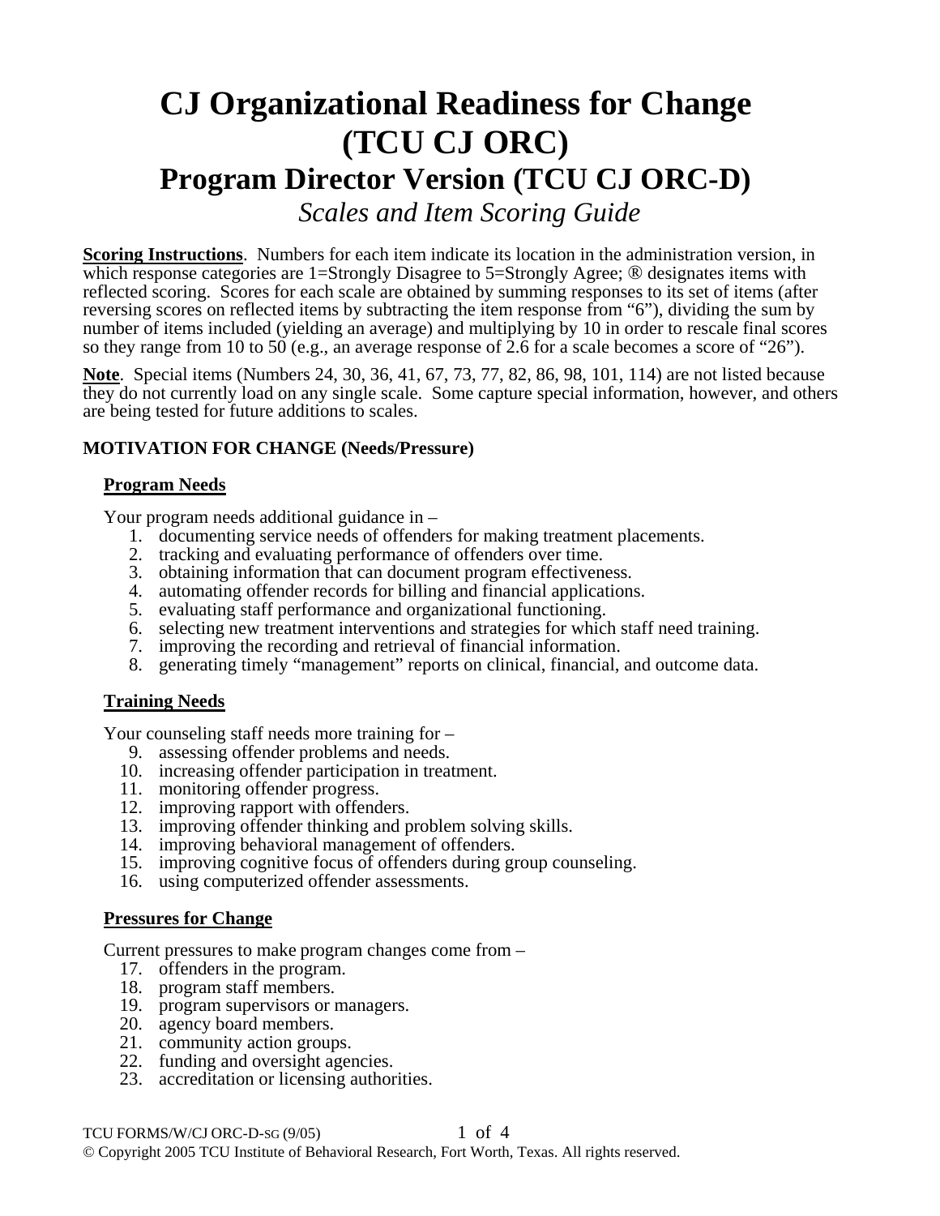# CJ Organizational Readiness for Change (TCU CJ ORC)

## Program Director Version (TCU CJ ORC-D)

*Scales and Item Scoring Guide*

**Scoring Instructions**. Numbers for each item indicate its location in the administration version, in which response categories are 1=Strongly Disagree to 5=Strongly Agree; ® designates items with reflected scoring. Scores for each scale are obtained by summing responses to its set of items (after reversing scores on reflected items by subtracting the item response from "6"), dividing the sum by number of items included (yielding an average) and multiplying by 10 in order to rescale final scores so they range from 10 to 50 (e.g., an average response of 2.6 for a scale becomes a score of "26").

**Note**. Special items (Numbers 24, 30, 36, 41, 67, 73, 77, 82, 86, 98, 101, 114) are not listed because they do not currently load on any single scale. Some capture special information, however, and others are being tested for future additions to scales.

**MOTIVATION FOR CHANGE (Needs/Pressure)**

**Program Needs**

Your program needs additional guidance in –

1. documenting service needs of offenders for making treatment placements.
2. tracking and evaluating performance of offenders over time.
3. obtaining information that can document program effectiveness.
4. automating offender records for billing and financial applications.
5. evaluating staff performance and organizational functioning.
6. selecting new treatment interventions and strategies for which staff need training.
7. improving the recording and retrieval of financial information.
8. generating timely "management" reports on clinical, financial, and outcome data.

**Training Needs**

Your counseling staff needs more training for –

9. assessing offender problems and needs.
10. increasing offender participation in treatment.
11. monitoring offender progress.
12. improving rapport with offenders.
13. improving offender thinking and problem solving skills.
14. improving behavioral management of offenders.
15. improving cognitive focus of offenders during group counseling.
16. using computerized offender assessments.

**Pressures for Change**

Current pressures to make program changes come from –

17. offenders in the program.
18. program staff members.
19. program supervisors or managers.
20. agency board members.
21. community action groups.
22. funding and oversight agencies.
23. accreditation or licensing authorities.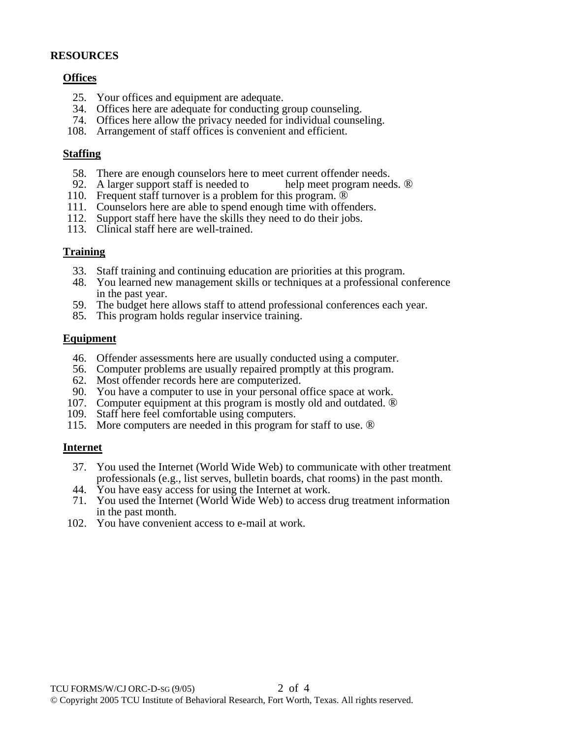## RESOURCES

### Offices

25. Your offices and equipment are adequate.
34. Offices here are adequate for conducting group counseling.
74. Offices here allow the privacy needed for individual counseling.
108. Arrangement of staff offices is convenient and efficient.

### Staffing

58. There are enough counselors here to meet current offender needs.
92. A larger support staff is needed to help meet program needs. ®
110. Frequent staff turnover is a problem for this program. ®
111. Counselors here are able to spend enough time with offenders.
112. Support staff here have the skills they need to do their jobs.
113. Clinical staff here are well-trained.

### Training

33. Staff training and continuing education are priorities at this program.
48. You learned new management skills or techniques at a professional conference in the past year.
59. The budget here allows staff to attend professional conferences each year.
85. This program holds regular inservice training.

### Equipment

46. Offender assessments here are usually conducted using a computer.
56. Computer problems are usually repaired promptly at this program.
62. Most offender records here are computerized.
90. You have a computer to use in your personal office space at work.
107. Computer equipment at this program is mostly old and outdated. ®
109. Staff here feel comfortable using computers.
115. More computers are needed in this program for staff to use. ®

### Internet

37. You used the Internet (World Wide Web) to communicate with other treatment professionals (e.g., list serves, bulletin boards, chat rooms) in the past month.
44. You have easy access for using the Internet at work.
71. You used the Internet (World Wide Web) to access drug treatment information in the past month.
102. You have convenient access to e-mail at work.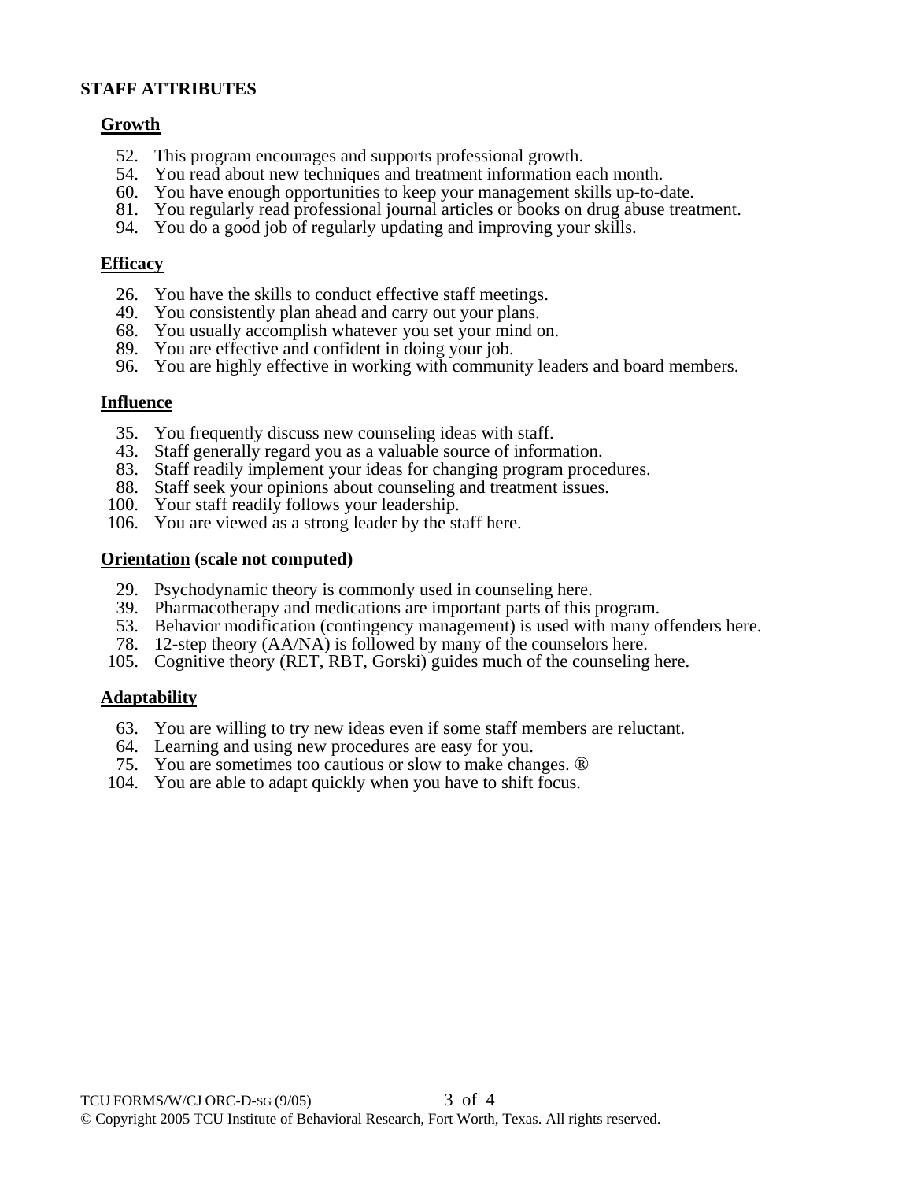**STAFF ATTRIBUTES**

**Growth**

52. This program encourages and supports professional growth.
54. You read about new techniques and treatment information each month.
60. You have enough opportunities to keep your management skills up-to-date.
81. You regularly read professional journal articles or books on drug abuse treatment.
94. You do a good job of regularly updating and improving your skills.

**Efficacy**

26. You have the skills to conduct effective staff meetings.
49. You consistently plan ahead and carry out your plans.
68. You usually accomplish whatever you set your mind on.
89. You are effective and confident in doing your job.
96. You are highly effective in working with community leaders and board members.

**Influence**

35. You frequently discuss new counseling ideas with staff.
43. Staff generally regard you as a valuable source of information.
83. Staff readily implement your ideas for changing program procedures.
88. Staff seek your opinions about counseling and treatment issues.
100. Your staff readily follows your leadership.
106. You are viewed as a strong leader by the staff here.

**Orientation (scale not computed)**

29. Psychodynamic theory is commonly used in counseling here.
39. Pharmacotherapy and medications are important parts of this program.
53. Behavior modification (contingency management) is used with many offenders here.
78. 12-step theory (AA/NA) is followed by many of the counselors here.
105. Cognitive theory (RET, RBT, Gorski) guides much of the counseling here.

**Adaptability**

63. You are willing to try new ideas even if some staff members are reluctant.
64. Learning and using new procedures are easy for you.
75. You are sometimes too cautious or slow to make changes. ®
104. You are able to adapt quickly when you have to shift focus.

TCU FORMS/W/CJ ORC-D-SG (9/05)

© Copyright 2005 TCU Institute of Behavioral Research, Fort Worth, Texas. All rights reserved.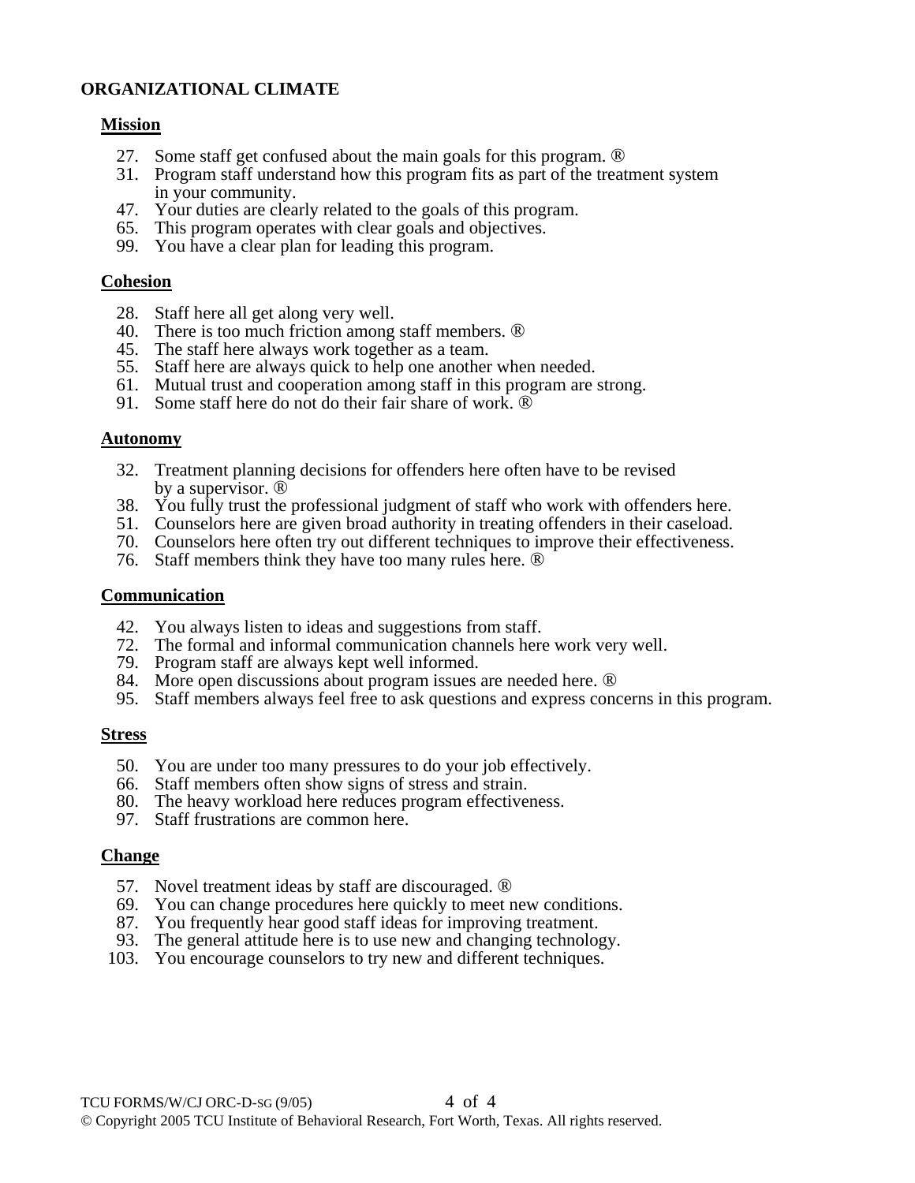## ORGANIZATIONAL CLIMATE

### Mission

27. Some staff get confused about the main goals for this program. ®
31. Program staff understand how this program fits as part of the treatment system in your community.
47. Your duties are clearly related to the goals of this program.
65. This program operates with clear goals and objectives.
99. You have a clear plan for leading this program.

### Cohesion

28. Staff here all get along very well.
40. There is too much friction among staff members. ®
45. The staff here always work together as a team.
55. Staff here are always quick to help one another when needed.
61. Mutual trust and cooperation among staff in this program are strong.
91. Some staff here do not do their fair share of work. ®

### Autonomy

32. Treatment planning decisions for offenders here often have to be revised by a supervisor. ®
38. You fully trust the professional judgment of staff who work with offenders here.
51. Counselors here are given broad authority in treating offenders in their caseload.
70. Counselors here often try out different techniques to improve their effectiveness.
76. Staff members think they have too many rules here. ®

### Communication

42. You always listen to ideas and suggestions from staff.
72. The formal and informal communication channels here work very well.
79. Program staff are always kept well informed.
84. More open discussions about program issues are needed here. ®
95. Staff members always feel free to ask questions and express concerns in this program.

### Stress

50. You are under too many pressures to do your job effectively.
66. Staff members often show signs of stress and strain.
80. The heavy workload here reduces program effectiveness.
97. Staff frustrations are common here.

### Change

57. Novel treatment ideas by staff are discouraged. ®
69. You can change procedures here quickly to meet new conditions.
87. You frequently hear good staff ideas for improving treatment.
93. The general attitude here is to use new and changing technology.
103. You encourage counselors to try new and different techniques.

TCU FORMS/W/CJ ORC-D-SG (9/05)

© Copyright 2005 TCU Institute of Behavioral Research, Fort Worth, Texas. All rights reserved.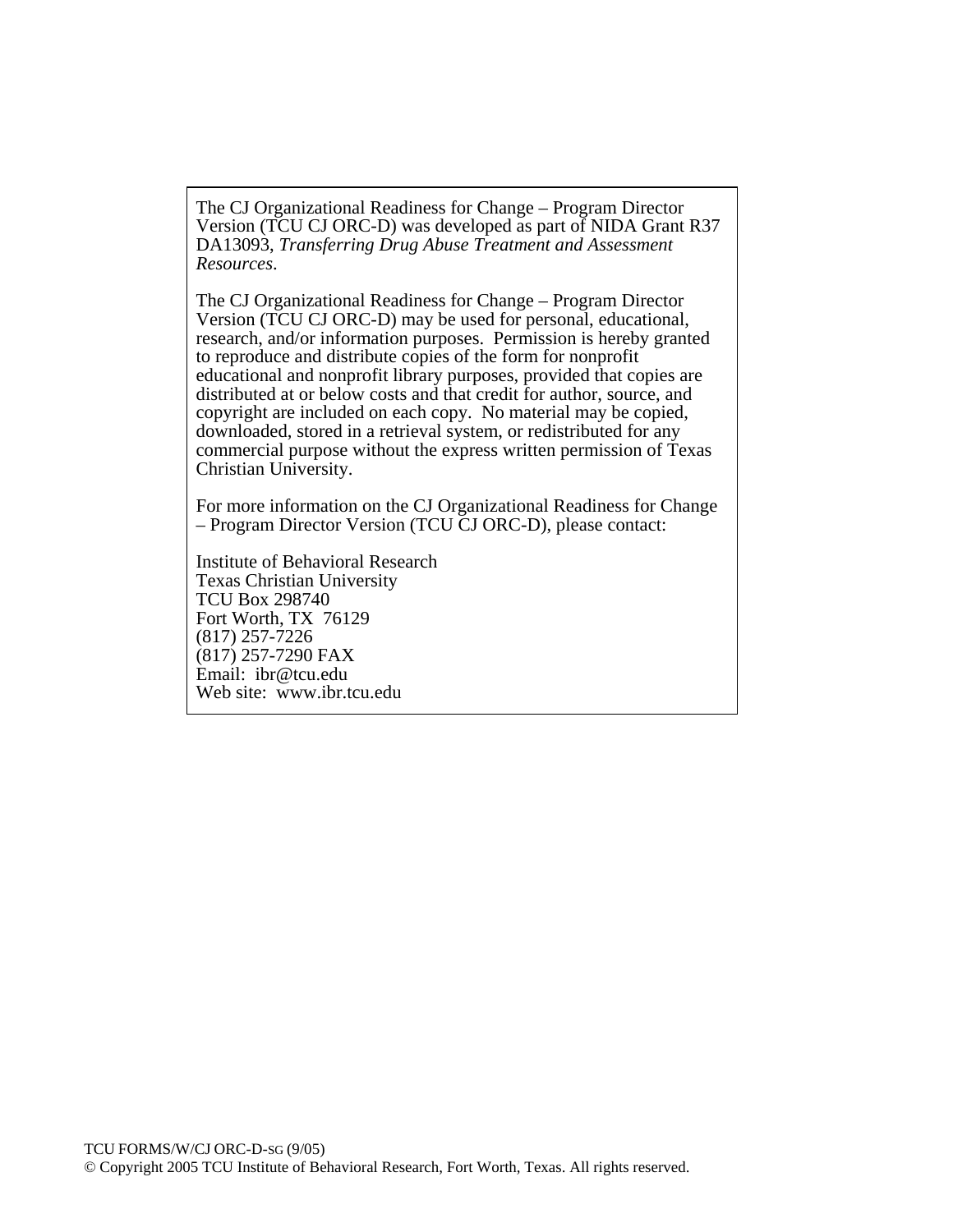The CJ Organizational Readiness for Change – Program Director Version (TCU CJ ORC-D) was developed as part of NIDA Grant R37 DA13093, *Transferring Drug Abuse Treatment and Assessment Resources*.

The CJ Organizational Readiness for Change – Program Director Version (TCU CJ ORC-D) may be used for personal, educational, research, and/or information purposes. Permission is hereby granted to reproduce and distribute copies of the form for nonprofit educational and nonprofit library purposes, provided that copies are distributed at or below costs and that credit for author, source, and copyright are included on each copy. No material may be copied, downloaded, stored in a retrieval system, or redistributed for any commercial purpose without the express written permission of Texas Christian University.

For more information on the CJ Organizational Readiness for Change – Program Director Version (TCU CJ ORC-D), please contact:

Institute of Behavioral Research
Texas Christian University
TCU Box 298740
Fort Worth, TX 76129
(817) 257-7226
(817) 257-7290 FAX
Email: ibr@tcu.edu
Web site: www.ibr.tcu.edu

TCU FORMS/W/CJ ORC-D-SG (9/05)
© Copyright 2005 TCU Institute of Behavioral Research, Fort Worth, Texas. All rights reserved.